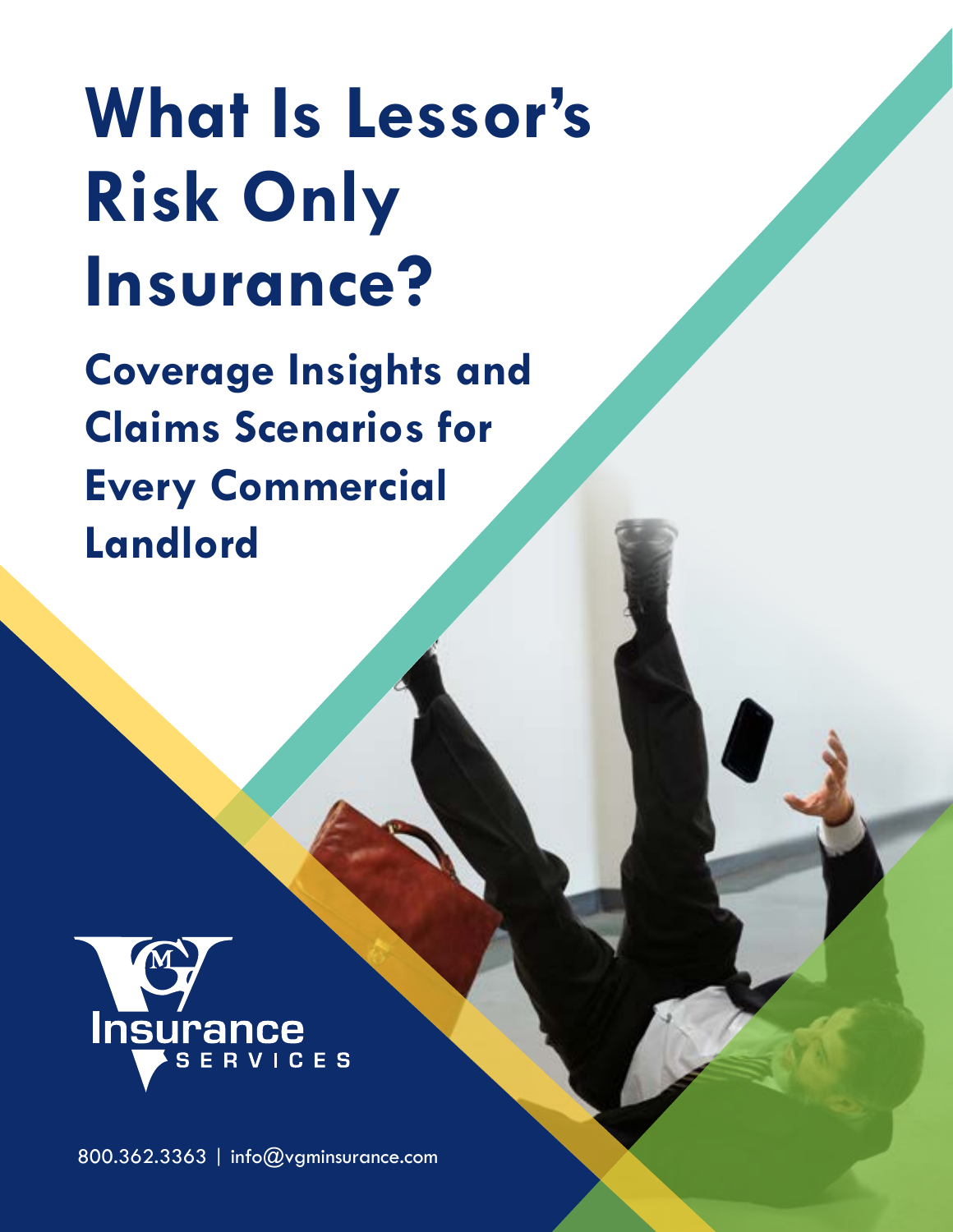# What Is Lessor's Risk Only Insurance?

## Coverage Insights and Claims Scenarios for Every Commercial Landlord

Insurance SERVICES

800.362.3363 | info@vgminsurance.com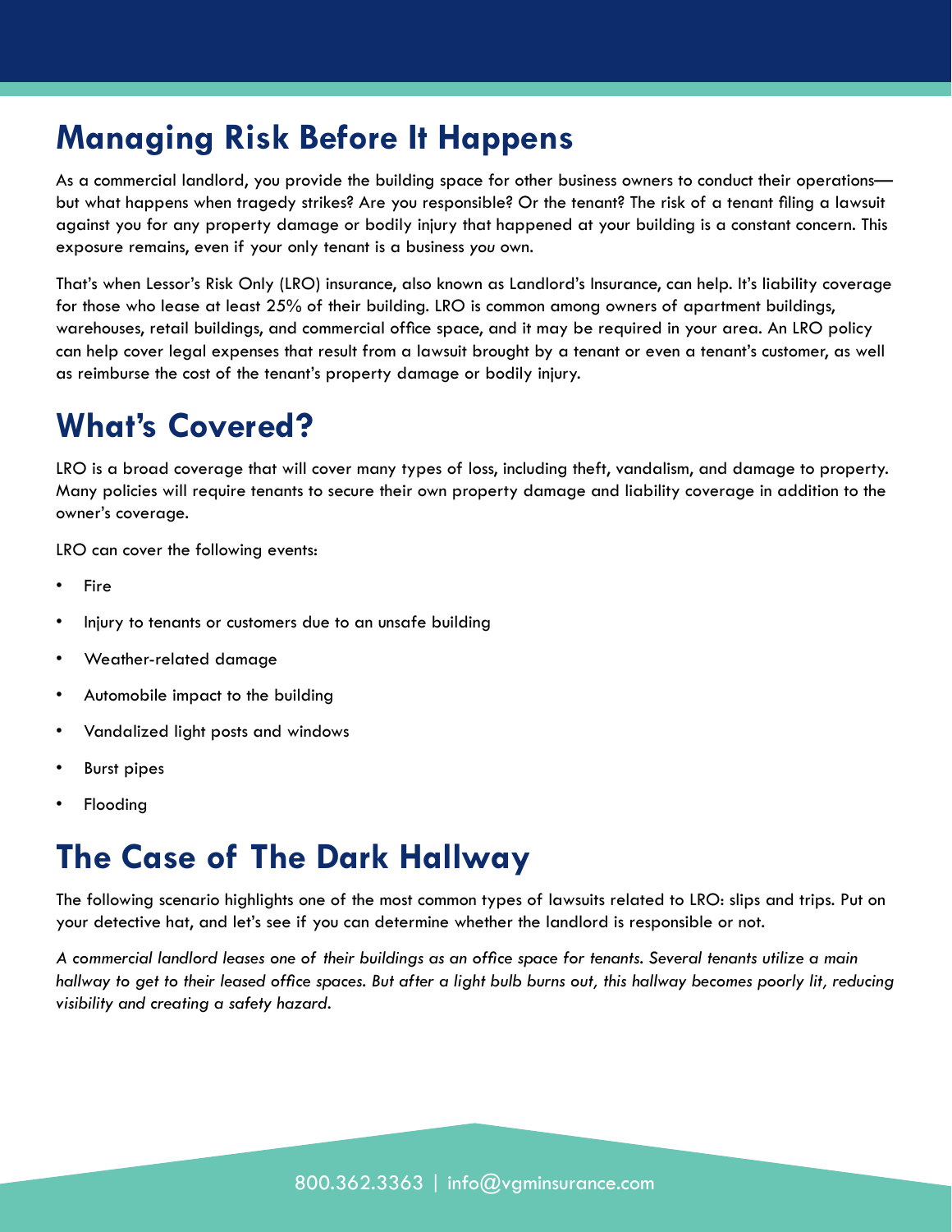## Managing Risk Before It Happens

As a commercial landlord, you provide the building space for other business owners to conduct their operations—but what happens when tragedy strikes? Are you responsible? Or the tenant? The risk of a tenant filing a lawsuit against you for any property damage or bodily injury that happened at your building is a constant concern. This exposure remains, even if your only tenant is a business *you* own.

That's when Lessor's Risk Only (LRO) insurance, also known as Landlord's Insurance, can help. It's liability coverage for those who lease at least 25% of their building. LRO is common among owners of apartment buildings, warehouses, retail buildings, and commercial office space, and it may be required in your area. An LRO policy can help cover legal expenses that result from a lawsuit brought by a tenant or even a tenant's customer, as well as reimburse the cost of the tenant's property damage or bodily injury.

## What's Covered?

LRO is a broad coverage that will cover many types of loss, including theft, vandalism, and damage to property. Many policies will require tenants to secure their own property damage and liability coverage in addition to the owner's coverage.

LRO can cover the following events:

- Fire
- Injury to tenants or customers due to an unsafe building
- Weather-related damage
- Automobile impact to the building
- Vandalized light posts and windows
- Burst pipes
- Flooding

## The Case of The Dark Hallway

The following scenario highlights one of the most common types of lawsuits related to LRO: slips and trips. Put on your detective hat, and let's see if you can determine whether the landlord is responsible or not.

*A commercial landlord leases one of their buildings as an office space for tenants. Several tenants utilize a main hallway to get to their leased office spaces. But after a light bulb burns out, this hallway becomes poorly lit, reducing visibility and creating a safety hazard.*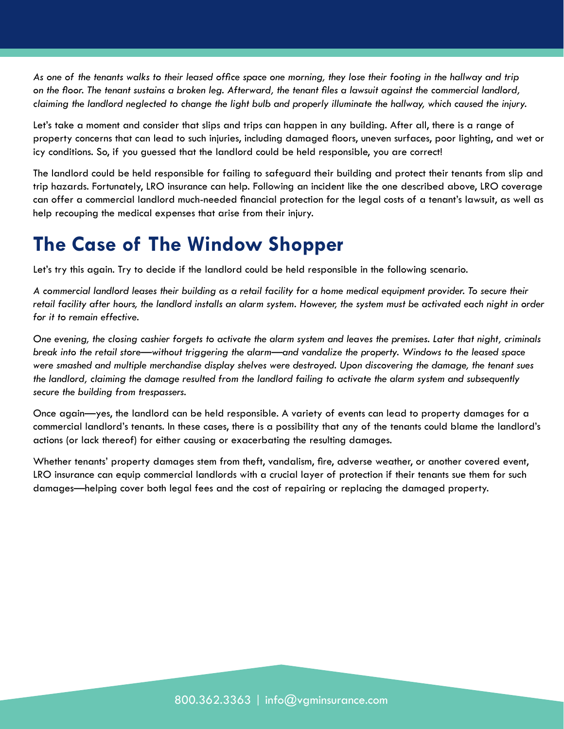*As one of the tenants walks to their leased office space one morning, they lose their footing in the hallway and trip on the floor. The tenant sustains a broken leg. Afterward, the tenant files a lawsuit against the commercial landlord, claiming the landlord neglected to change the light bulb and properly illuminate the hallway, which caused the injury.*

Let's take a moment and consider that slips and trips can happen in any building. After all, there is a range of property concerns that can lead to such injuries, including damaged floors, uneven surfaces, poor lighting, and wet or icy conditions. So, if you guessed that the landlord could be held responsible, you are correct!

The landlord could be held responsible for failing to safeguard their building and protect their tenants from slip and trip hazards. Fortunately, LRO insurance can help. Following an incident like the one described above, LRO coverage can offer a commercial landlord much-needed financial protection for the legal costs of a tenant's lawsuit, as well as help recouping the medical expenses that arise from their injury.

## The Case of The Window Shopper

Let's try this again. Try to decide if the landlord could be held responsible in the following scenario.

*A commercial landlord leases their building as a retail facility for a home medical equipment provider. To secure their retail facility after hours, the landlord installs an alarm system. However, the system must be activated each night in order for it to remain effective.*

*One evening, the closing cashier forgets to activate the alarm system and leaves the premises. Later that night, criminals break into the retail store—without triggering the alarm—and vandalize the property. Windows to the leased space were smashed and multiple merchandise display shelves were destroyed. Upon discovering the damage, the tenant sues the landlord, claiming the damage resulted from the landlord failing to activate the alarm system and subsequently secure the building from trespassers.*

Once again—yes, the landlord can be held responsible. A variety of events can lead to property damages for a commercial landlord's tenants. In these cases, there is a possibility that any of the tenants could blame the landlord's actions (or lack thereof) for either causing or exacerbating the resulting damages.

Whether tenants' property damages stem from theft, vandalism, fire, adverse weather, or another covered event, LRO insurance can equip commercial landlords with a crucial layer of protection if their tenants sue them for such damages—helping cover both legal fees and the cost of repairing or replacing the damaged property.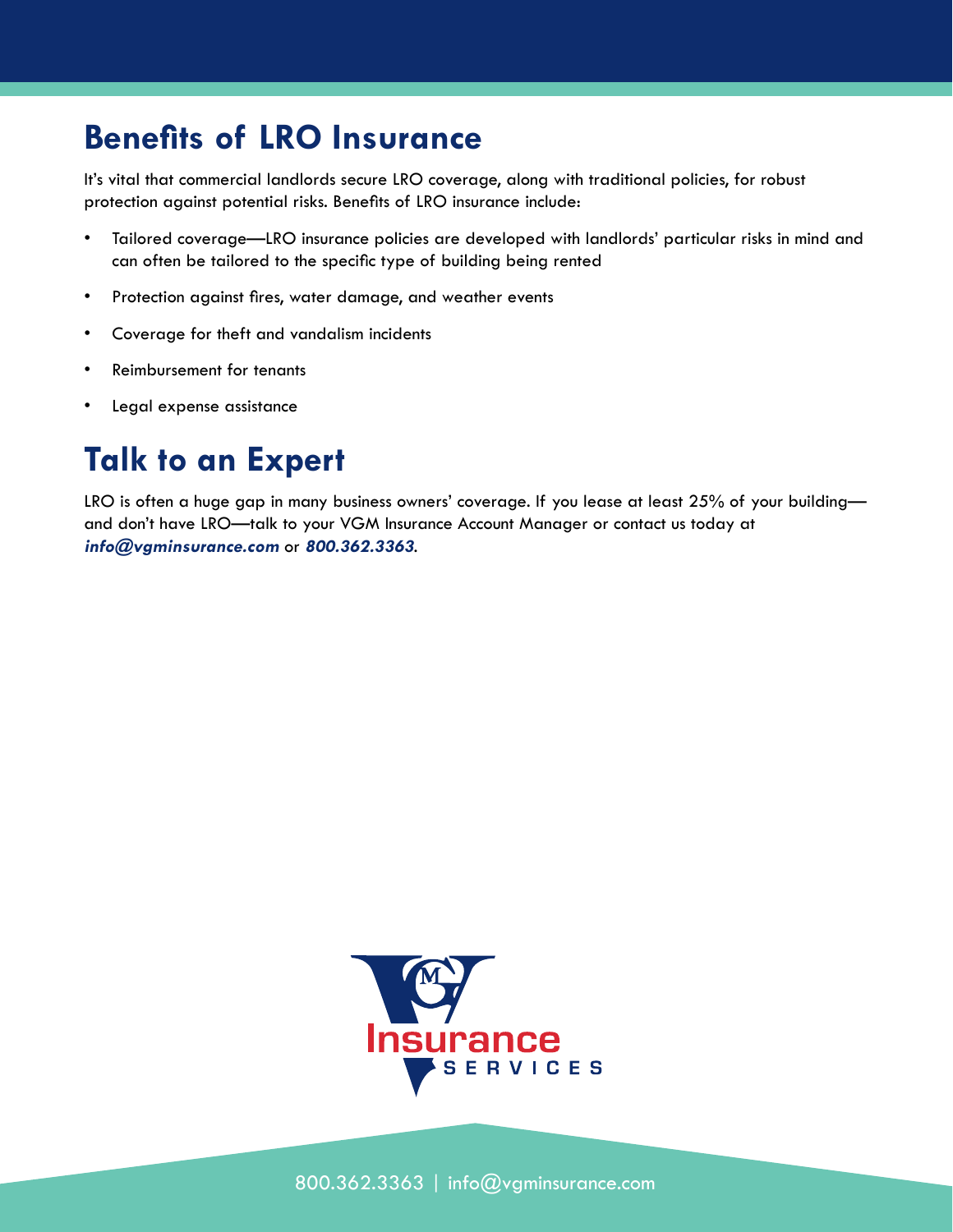## Benefits of LRO Insurance

It's vital that commercial landlords secure LRO coverage, along with traditional policies, for robust protection against potential risks. Benefits of LRO insurance include:

- Tailored coverage—LRO insurance policies are developed with landlords' particular risks in mind and can often be tailored to the specific type of building being rented
- Protection against fires, water damage, and weather events
- Coverage for theft and vandalism incidents
- Reimbursement for tenants
- Legal expense assistance

## Talk to an Expert

LRO is often a huge gap in many business owners' coverage. If you lease at least 25% of your building—and don't have LRO—talk to your VGM Insurance Account Manager or contact us today at ***info@vgminsurance.com*** or ***800.362.3363***.